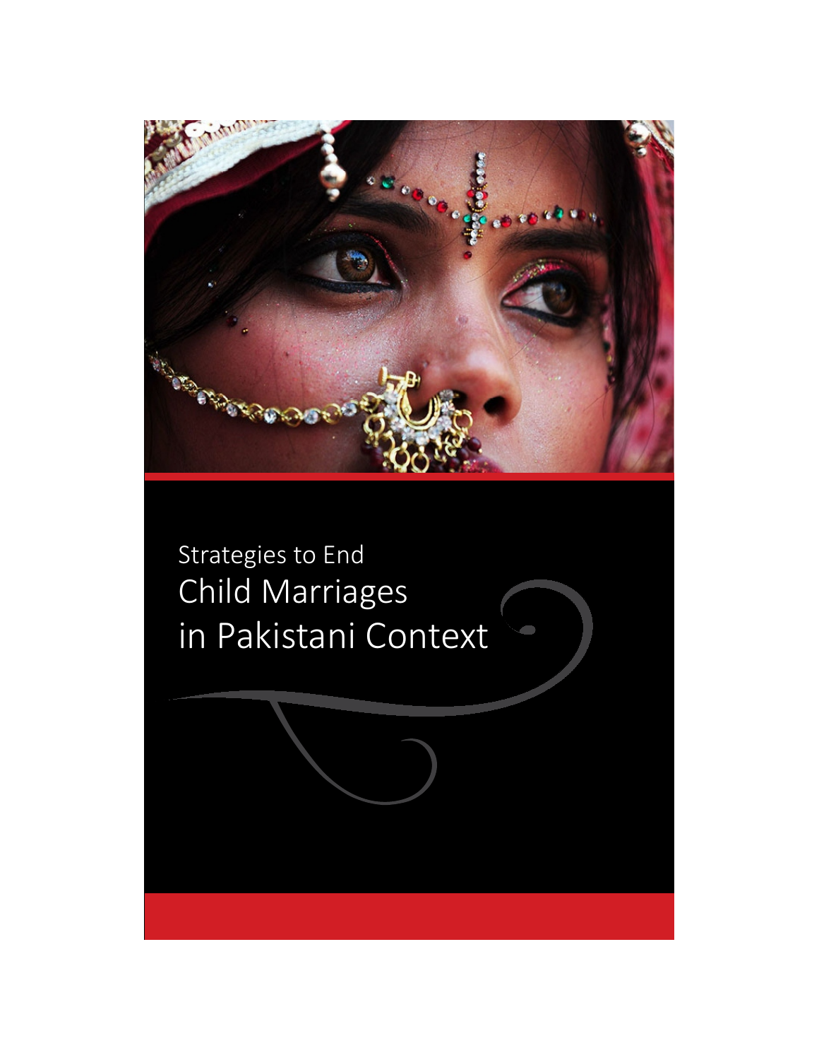Strategies to End

# Child Marriages in Pakistani Context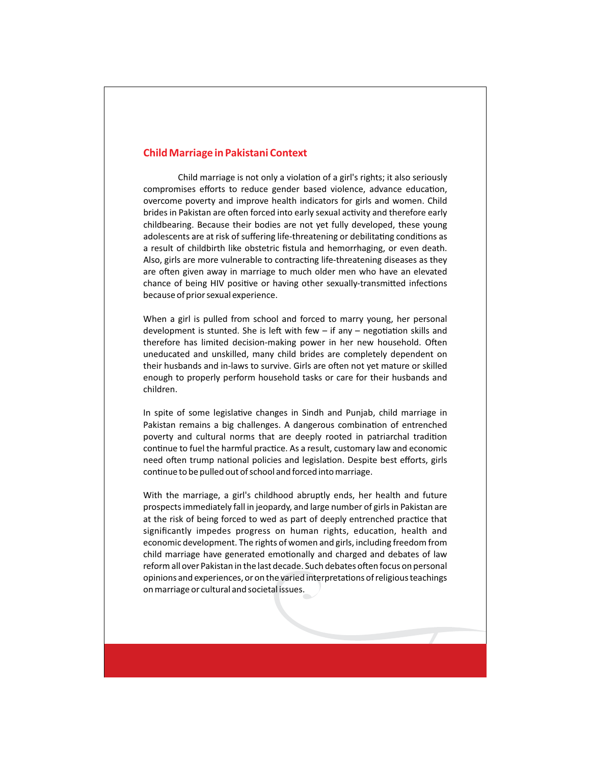## Child Marriage in Pakistani Context

Child marriage is not only a violation of a girl's rights; it also seriously compromises efforts to reduce gender based violence, advance education, overcome poverty and improve health indicators for girls and women. Child brides in Pakistan are often forced into early sexual activity and therefore early childbearing. Because their bodies are not yet fully developed, these young adolescents are at risk of suffering life-threatening or debilitating conditions as a result of childbirth like obstetric fistula and hemorrhaging, or even death. Also, girls are more vulnerable to contracting life-threatening diseases as they are often given away in marriage to much older men who have an elevated chance of being HIV positive or having other sexually-transmitted infections because of prior sexual experience.

When a girl is pulled from school and forced to marry young, her personal development is stunted. She is left with few – if any – negotiation skills and therefore has limited decision-making power in her new household. Often uneducated and unskilled, many child brides are completely dependent on their husbands and in-laws to survive. Girls are often not yet mature or skilled enough to properly perform household tasks or care for their husbands and children.

In spite of some legislative changes in Sindh and Punjab, child marriage in Pakistan remains a big challenges. A dangerous combination of entrenched poverty and cultural norms that are deeply rooted in patriarchal tradition continue to fuel the harmful practice. As a result, customary law and economic need often trump national policies and legislation. Despite best efforts, girls continue to be pulled out of school and forced into marriage.

With the marriage, a girl's childhood abruptly ends, her health and future prospects immediately fall in jeopardy, and large number of girls in Pakistan are at the risk of being forced to wed as part of deeply entrenched practice that significantly impedes progress on human rights, education, health and economic development. The rights of women and girls, including freedom from child marriage have generated emotionally and charged and debates of law reform all over Pakistan in the last decade. Such debates often focus on personal opinions and experiences, or on the varied interpretations of religious teachings on marriage or cultural and societal issues.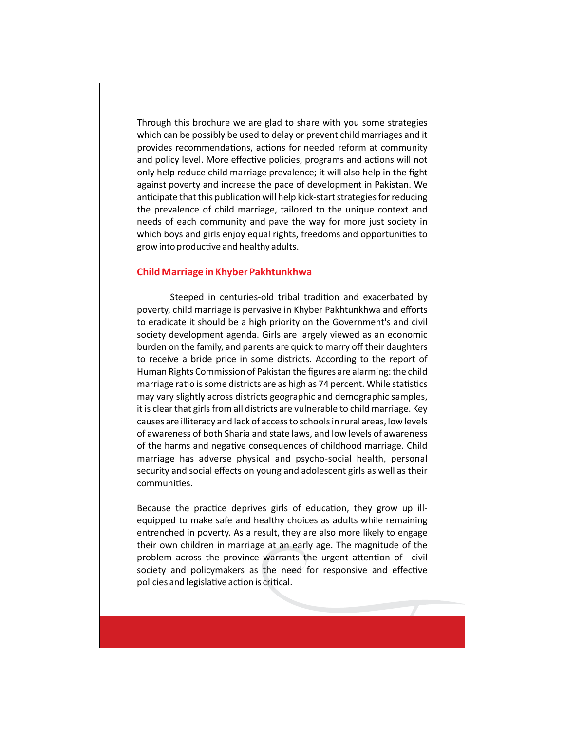Through this brochure we are glad to share with you some strategies which can be possibly be used to delay or prevent child marriages and it provides recommendations, actions for needed reform at community and policy level. More effective policies, programs and actions will not only help reduce child marriage prevalence; it will also help in the fight against poverty and increase the pace of development in Pakistan. We anticipate that this publication will help kick-start strategies for reducing the prevalence of child marriage, tailored to the unique context and needs of each community and pave the way for more just society in which boys and girls enjoy equal rights, freedoms and opportunities to grow into productive and healthy adults.

## Child Marriage in Khyber Pakhtunkhwa

Steeped in centuries-old tribal tradition and exacerbated by poverty, child marriage is pervasive in Khyber Pakhtunkhwa and efforts to eradicate it should be a high priority on the Government's and civil society development agenda. Girls are largely viewed as an economic burden on the family, and parents are quick to marry off their daughters to receive a bride price in some districts. According to the report of Human Rights Commission of Pakistan the figures are alarming: the child marriage ratio is some districts are as high as 74 percent. While statistics may vary slightly across districts geographic and demographic samples, it is clear that girls from all districts are vulnerable to child marriage. Key causes are illiteracy and lack of access to schools in rural areas, low levels of awareness of both Sharia and state laws, and low levels of awareness of the harms and negative consequences of childhood marriage. Child marriage has adverse physical and psycho-social health, personal security and social effects on young and adolescent girls as well as their communities.

Because the practice deprives girls of education, they grow up ill-equipped to make safe and healthy choices as adults while remaining entrenched in poverty. As a result, they are also more likely to engage their own children in marriage at an early age. The magnitude of the problem across the province warrants the urgent attention of civil society and policymakers as the need for responsive and effective policies and legislative action is critical.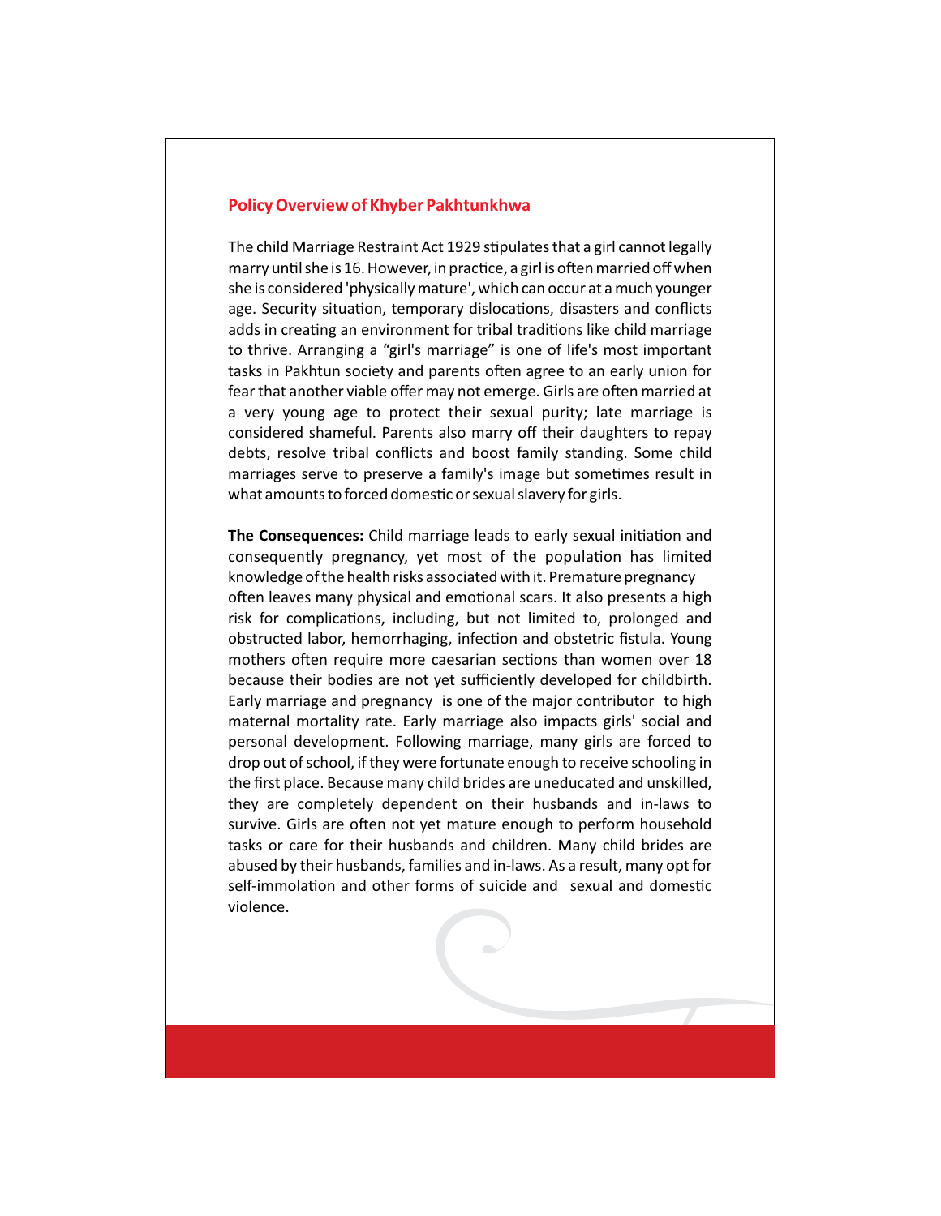## Policy Overview of Khyber Pakhtunkhwa

The child Marriage Restraint Act 1929 stipulates that a girl cannot legally marry until she is 16. However, in practice, a girl is often married off when she is considered 'physically mature', which can occur at a much younger age. Security situation, temporary dislocations, disasters and conflicts adds in creating an environment for tribal traditions like child marriage to thrive. Arranging a “girl's marriage” is one of life's most important tasks in Pakhtun society and parents often agree to an early union for fear that another viable offer may not emerge. Girls are often married at a very young age to protect their sexual purity; late marriage is considered shameful. Parents also marry off their daughters to repay debts, resolve tribal conflicts and boost family standing. Some child marriages serve to preserve a family's image but sometimes result in what amounts to forced domestic or sexual slavery for girls.

**The Consequences:** Child marriage leads to early sexual initiation and consequently pregnancy, yet most of the population has limited knowledge of the health risks associated with it. Premature pregnancy often leaves many physical and emotional scars. It also presents a high risk for complications, including, but not limited to, prolonged and obstructed labor, hemorrhaging, infection and obstetric fistula. Young mothers often require more caesarian sections than women over 18 because their bodies are not yet sufficiently developed for childbirth. Early marriage and pregnancy is one of the major contributor to high maternal mortality rate. Early marriage also impacts girls' social and personal development. Following marriage, many girls are forced to drop out of school, if they were fortunate enough to receive schooling in the first place. Because many child brides are uneducated and unskilled, they are completely dependent on their husbands and in-laws to survive. Girls are often not yet mature enough to perform household tasks or care for their husbands and children. Many child brides are abused by their husbands, families and in-laws. As a result, many opt for self-immolation and other forms of suicide and sexual and domestic violence.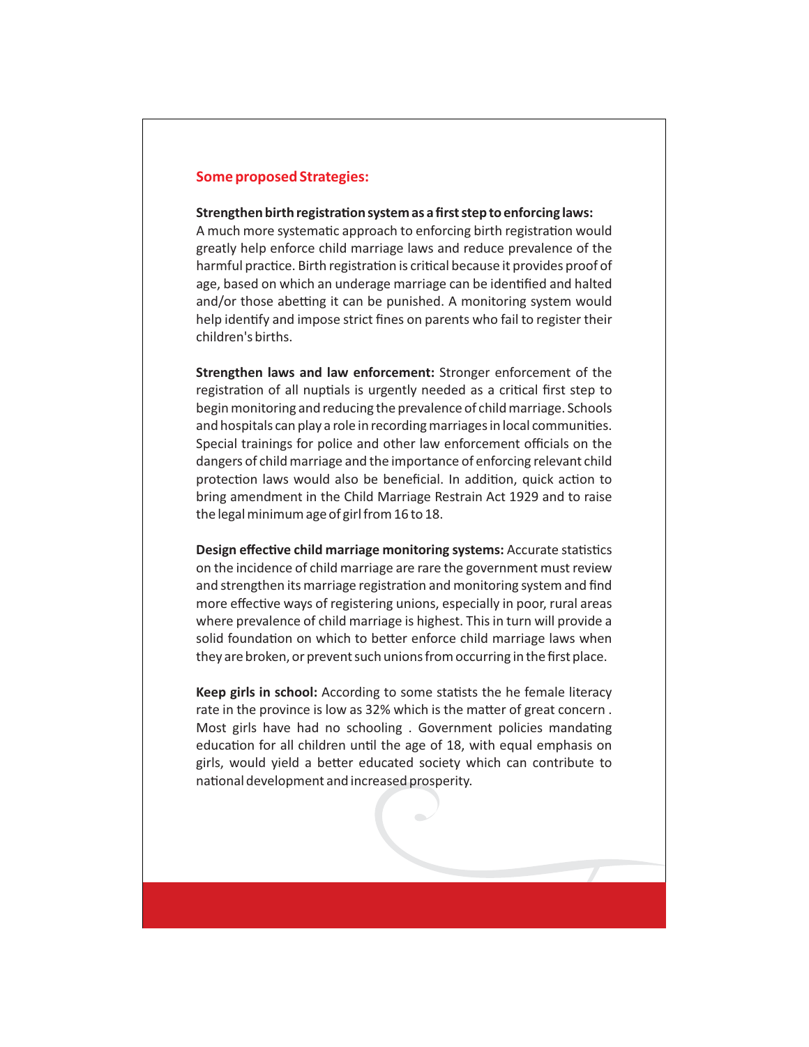## Some proposed Strategies:

**Strengthen birth registration system as a first step to enforcing laws:** A much more systematic approach to enforcing birth registration would greatly help enforce child marriage laws and reduce prevalence of the harmful practice. Birth registration is critical because it provides proof of age, based on which an underage marriage can be identified and halted and/or those abetting it can be punished. A monitoring system would help identify and impose strict fines on parents who fail to register their children's births.

**Strengthen laws and law enforcement:** Stronger enforcement of the registration of all nuptials is urgently needed as a critical first step to begin monitoring and reducing the prevalence of child marriage. Schools and hospitals can play a role in recording marriages in local communities. Special trainings for police and other law enforcement officials on the dangers of child marriage and the importance of enforcing relevant child protection laws would also be beneficial. In addition, quick action to bring amendment in the Child Marriage Restrain Act 1929 and to raise the legal minimum age of girl from 16 to 18.

**Design effective child marriage monitoring systems:** Accurate statistics on the incidence of child marriage are rare the government must review and strengthen its marriage registration and monitoring system and find more effective ways of registering unions, especially in poor, rural areas where prevalence of child marriage is highest. This in turn will provide a solid foundation on which to better enforce child marriage laws when they are broken, or prevent such unions from occurring in the first place.

**Keep girls in school:** According to some statists the he female literacy rate in the province is low as 32% which is the matter of great concern . Most girls have had no schooling . Government policies mandating education for all children until the age of 18, with equal emphasis on girls, would yield a better educated society which can contribute to national development and increased prosperity.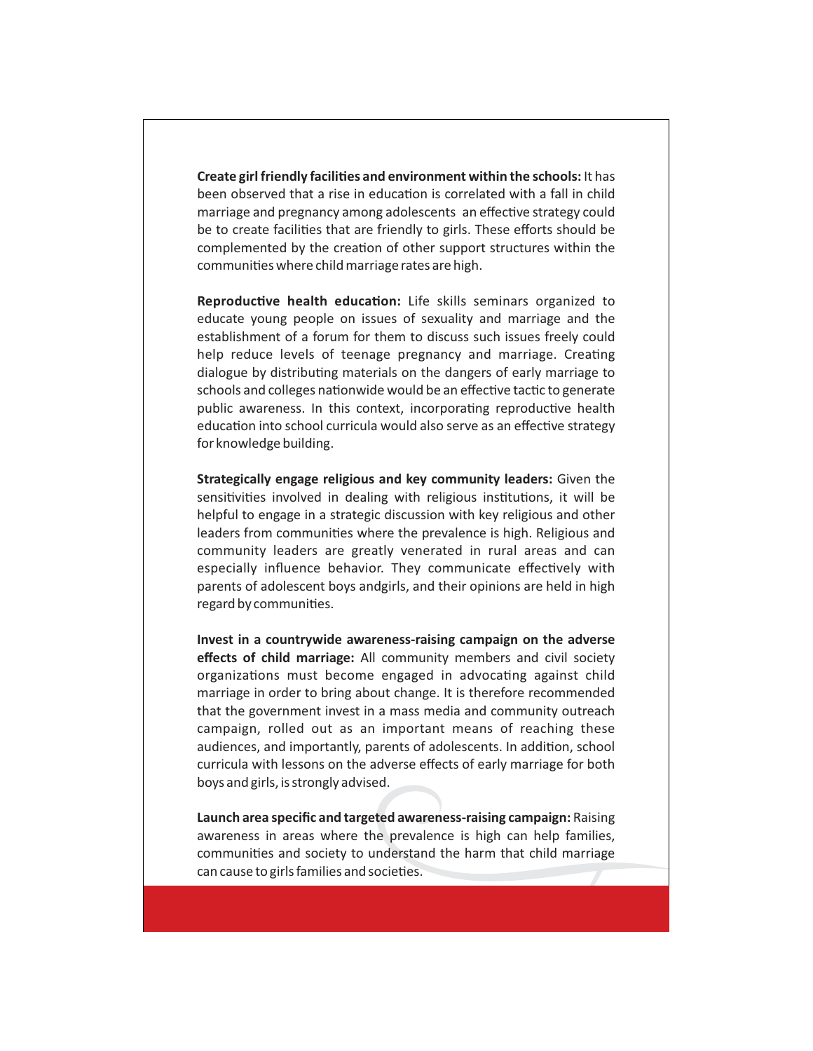**Create girl friendly facilities and environment within the schools:** It has been observed that a rise in education is correlated with a fall in child marriage and pregnancy among adolescents  an effective strategy could be to create facilities that are friendly to girls. These efforts should be complemented by the creation of other support structures within the communities where child marriage rates are high.

**Reproductive health education:** Life skills seminars organized to educate young people on issues of sexuality and marriage and the establishment of a forum for them to discuss such issues freely could help reduce levels of teenage pregnancy and marriage. Creating dialogue by distributing materials on the dangers of early marriage to schools and colleges nationwide would be an effective tactic to generate public awareness. In this context, incorporating reproductive health education into school curricula would also serve as an effective strategy for knowledge building.

**Strategically engage religious and key community leaders:** Given the sensitivities involved in dealing with religious institutions, it will be helpful to engage in a strategic discussion with key religious and other leaders from communities where the prevalence is high. Religious and community leaders are greatly venerated in rural areas and can especially influence behavior. They communicate effectively with parents of adolescent boys andgirls, and their opinions are held in high regard by communities.

**Invest in a countrywide awareness-raising campaign on the adverse effects of child marriage:** All community members and civil society organizations must become engaged in advocating against child marriage in order to bring about change. It is therefore recommended that the government invest in a mass media and community outreach campaign, rolled out as an important means of reaching these audiences, and importantly, parents of adolescents. In addition, school curricula with lessons on the adverse effects of early marriage for both boys and girls, is strongly advised.

**Launch area specific and targeted awareness-raising campaign:** Raising awareness in areas where the prevalence is high can help families, communities and society to understand the harm that child marriage can cause to girls families and societies.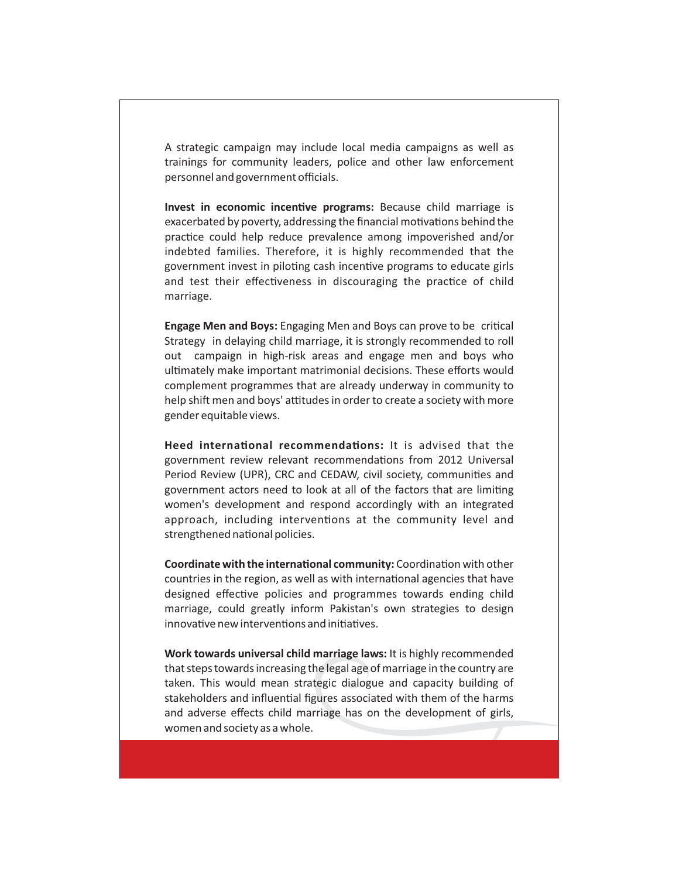A strategic campaign may include local media campaigns as well as trainings for community leaders, police and other law enforcement personnel and government officials.

**Invest in economic incentive programs:** Because child marriage is exacerbated by poverty, addressing the financial motivations behind the practice could help reduce prevalence among impoverished and/or indebted families. Therefore, it is highly recommended that the government invest in piloting cash incentive programs to educate girls and test their effectiveness in discouraging the practice of child marriage.

**Engage Men and Boys:** Engaging Men and Boys can prove to be critical Strategy in delaying child marriage, it is strongly recommended to roll out campaign in high-risk areas and engage men and boys who ultimately make important matrimonial decisions. These efforts would complement programmes that are already underway in community to help shift men and boys' attitudes in order to create a society with more gender equitable views.

**Heed international recommendations:** It is advised that the government review relevant recommendations from 2012 Universal Period Review (UPR), CRC and CEDAW, civil society, communities and government actors need to look at all of the factors that are limiting women's development and respond accordingly with an integrated approach, including interventions at the community level and strengthened national policies.

**Coordinate with the international community:** Coordination with other countries in the region, as well as with international agencies that have designed effective policies and programmes towards ending child marriage, could greatly inform Pakistan's own strategies to design innovative new interventions and initiatives.

**Work towards universal child marriage laws:** It is highly recommended that steps towards increasing the legal age of marriage in the country are taken. This would mean strategic dialogue and capacity building of stakeholders and influential figures associated with them of the harms and adverse effects child marriage has on the development of girls, women and society as a whole.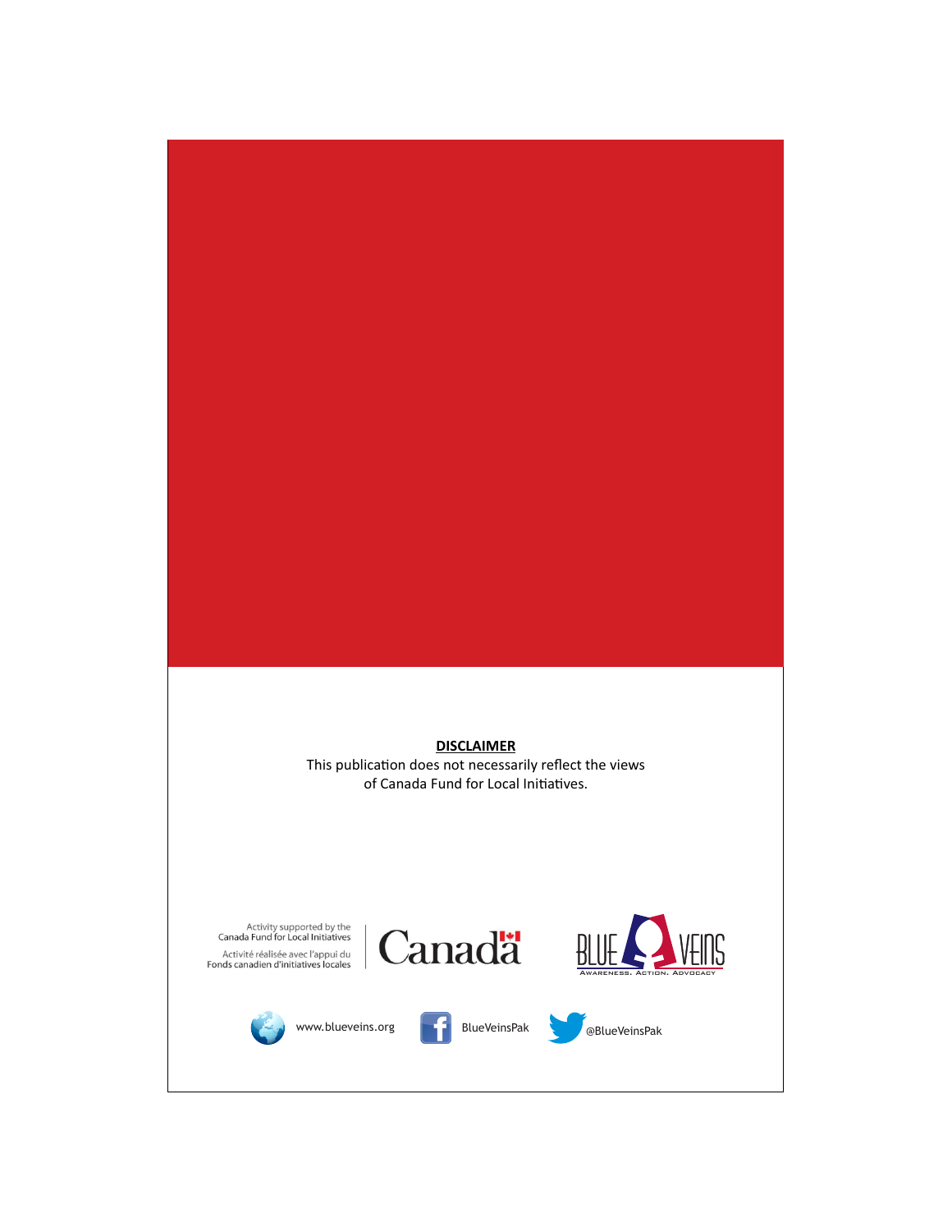**DISCLAIMER**

This publication does not necessarily reflect the views of Canada Fund for Local Initiatives.

Activity supported by the Canada Fund for Local Initiatives

Activité réalisée avec l'appui du Fonds canadien d'initiatives locales

Canada

BLUE VEINS

Awareness. Action. Advocacy

www.blueveins.org

BlueVeinsPak

@BlueVeinsPak